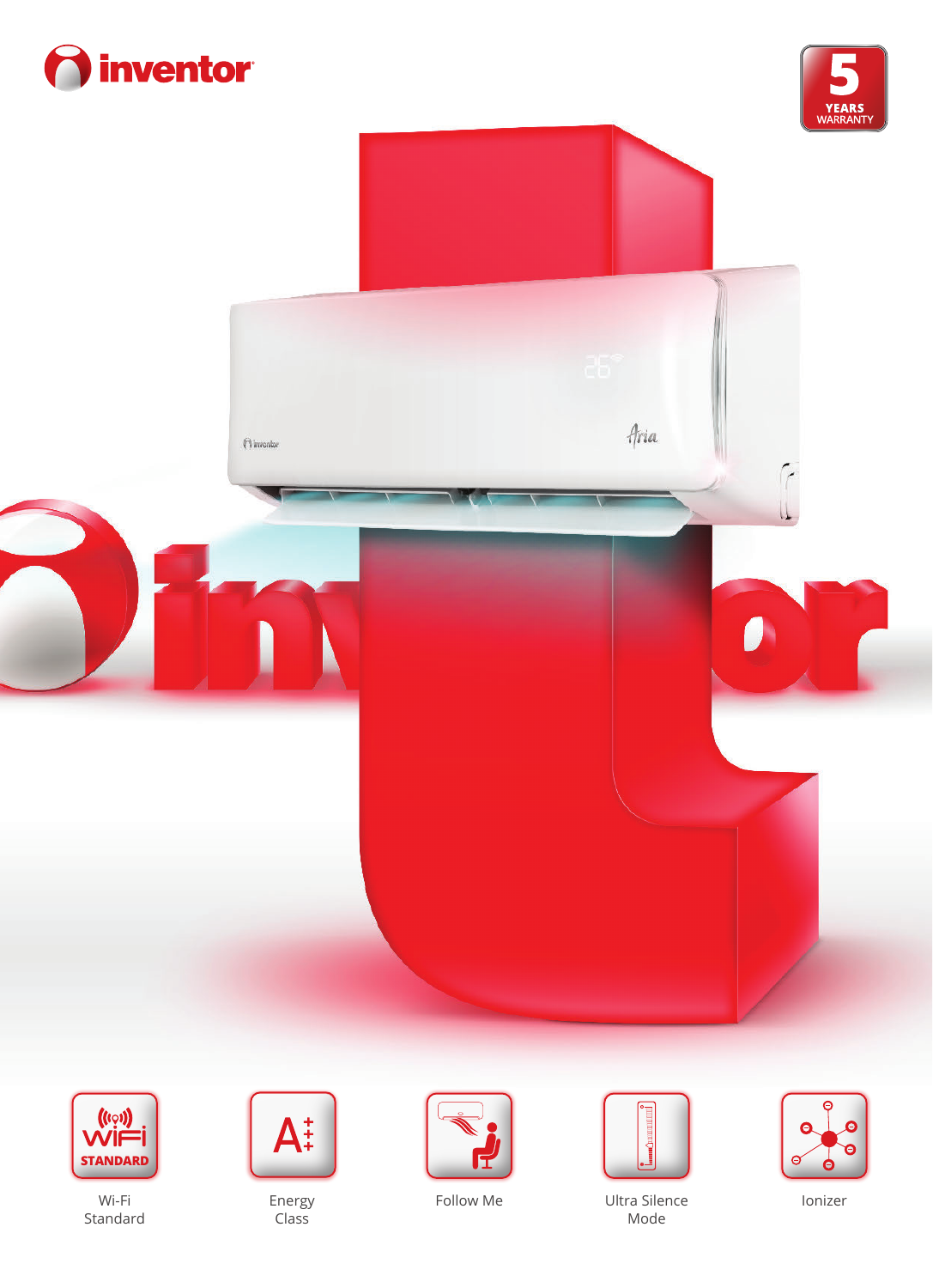inventor

5 YEARS WARRANTY

Wi-Fi Standard

Energy Class

Follow Me

Ultra Silence Mode

Ionizer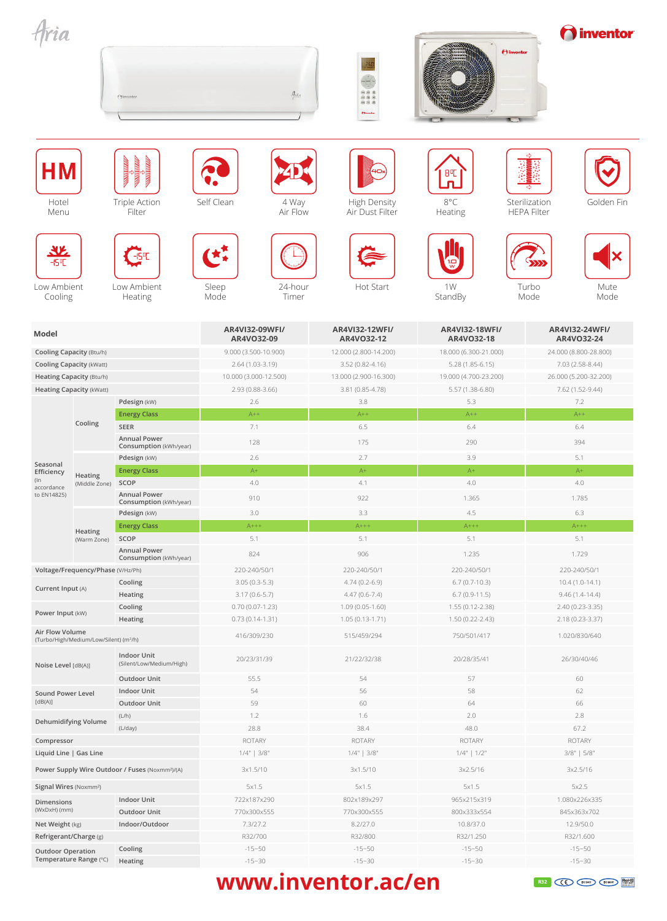# Aria

**inventor**

Hotel Menu
Triple Action Filter
Self Clean
4 Way Air Flow
High Density Air Dust Filter
8°C Heating
Sterilization HEPA Filter
Golden Fin
Low Ambient Cooling
Low Ambient Heating
Sleep Mode
24-hour Timer
Hot Start
1W StandBy
Turbo Mode
Mute Mode

| Model | | | AR4VI32-09WFI/ AR4VO32-09 | AR4VI32-12WFI/ AR4VO32-12 | AR4VI32-18WFI/ AR4VO32-18 | AR4VI32-24WFI/ AR4VO32-24 |
|---|---|---|---|---|---|---|
| Cooling Capacity (Btu/h) | | | 9.000 (3.500-10.900) | 12.000 (2.800-14.200) | 18.000 (6.300-21.000) | 24.000 (8.800-28.800) |
| Cooling Capacity (kWatt) | | | 2.64 (1.03-3.19) | 3.52 (0.82-4.16) | 5.28 (1.85-6.15) | 7.03 (2.58-8.44) |
| Heating Capacity (Btu/h) | | | 10.000 (3.000-12.500) | 13.000 (2.900-16.300) | 19.000 (4.700-23.200) | 26.000 (5.200-32.200) |
| Heating Capacity (kWatt) | | | 2.93 (0.88-3.66) | 3.81 (0.85-4.78) | 5.57 (1.38-6.80) | 7.62 (1.52-9.44) |
| Seasonal Efficiency (In accordance to EN14825) | Cooling | Pdesign (kW) | 2.6 | 3.8 | 5.3 | 7.2 |
| | | Energy Class | A++ | A++ | A++ | A++ |
| | | SEER | 7.1 | 6.5 | 6.4 | 6.4 |
| | | Annual Power Consumption (kWh/year) | 128 | 175 | 290 | 394 |
| | Heating (Middle Zone) | Pdesign (kW) | 2.6 | 2.7 | 3.9 | 5.1 |
| | | Energy Class | A+ | A+ | A+ | A+ |
| | | SCOP | 4.0 | 4.1 | 4.0 | 4.0 |
| | | Annual Power Consumption (kWh/year) | 910 | 922 | 1.365 | 1.785 |
| | Heating (Warm Zone) | Pdesign (kW) | 3.0 | 3.3 | 4.5 | 6.3 |
| | | Energy Class | A+++ | A+++ | A+++ | A+++ |
| | | SCOP | 5.1 | 5.1 | 5.1 | 5.1 |
| | | Annual Power Consumption (kWh/year) | 824 | 906 | 1.235 | 1.729 |
| Voltage/Frequency/Phase (V/Hz/Ph) | | | 220-240/50/1 | 220-240/50/1 | 220-240/50/1 | 220-240/50/1 |
| Current Input (A) | | Cooling | 3.05 (0.3-5.3) | 4.74 (0.2-6.9) | 6.7 (0.7-10.3) | 10.4 (1.0-14.1) |
| | | Heating | 3.17 (0.6-5.7) | 4.47 (0.6-7.4) | 6.7 (0.9-11.5) | 9.46 (1.4-14.4) |
| Power Input (kW) | | Cooling | 0.70 (0.07-1.23) | 1.09 (0.05-1.60) | 1.55 (0.12-2.38) | 2.40 (0.23-3.35) |
| | | Heating | 0.73 (0.14-1.31) | 1.05 (0.13-1.71) | 1.50 (0.22-2.43) | 2.18 (0.23-3.37) |
| Air Flow Volume (Turbo/High/Medium/Low/Silent) (m³/h) | | | 416/309/230 | 515/459/294 | 750/501/417 | 1.020/830/640 |
| Noise Level [dB(A)] | | Indoor Unit (Silent/Low/Medium/High) | 20/23/31/39 | 21/22/32/38 | 20/28/35/41 | 26/30/40/46 |
| | | Outdoor Unit | 55.5 | 54 | 57 | 60 |
| Sound Power Level [dB(A)] | | Indoor Unit | 54 | 56 | 58 | 62 |
| | | Outdoor Unit | 59 | 60 | 64 | 66 |
| Dehumidifying Volume | | (L/h) | 1.2 | 1.6 | 2.0 | 2.8 |
| | | (L/day) | 28.8 | 38.4 | 48.0 | 67.2 |
| Compressor | | | ROTARY | ROTARY | ROTARY | ROTARY |
| Liquid Line \| Gas Line | | | 1/4" \| 3/8" | 1/4" \| 3/8" | 1/4" \| 1/2" | 3/8" \| 5/8" |
| Power Supply Wire Outdoor / Fuses (Noxmm²)/(A) | | | 3x1.5/10 | 3x1.5/10 | 3x2.5/16 | 3x2.5/16 |
| Signal Wires (Noxmm²) | | | 5x1.5 | 5x1.5 | 5x1.5 | 5x2.5 |
| Dimensions (WxDxH) (mm) | | Indoor Unit | 722x187x290 | 802x189x297 | 965x215x319 | 1.080x226x335 |
| | | Outdoor Unit | 770x300x555 | 770x300x555 | 800x333x554 | 845x363x702 |
| Net Weight (kg) | | Indoor/Outdoor | 7.3/27.2 | 8.2/27.0 | 10.8/37.0 | 12.9/50.0 |
| Refrigerant/Charge (g) | | | R32/700 | R32/800 | R32/1.250 | R32/1.600 |
| Outdoor Operation Temperature Range (°C) | | Cooling | -15~50 | -15~50 | -15~50 | -15~50 |
| | | Heating | -15~30 | -15~30 | -15~30 | -15~30 |

**www.inventor.ac/en**